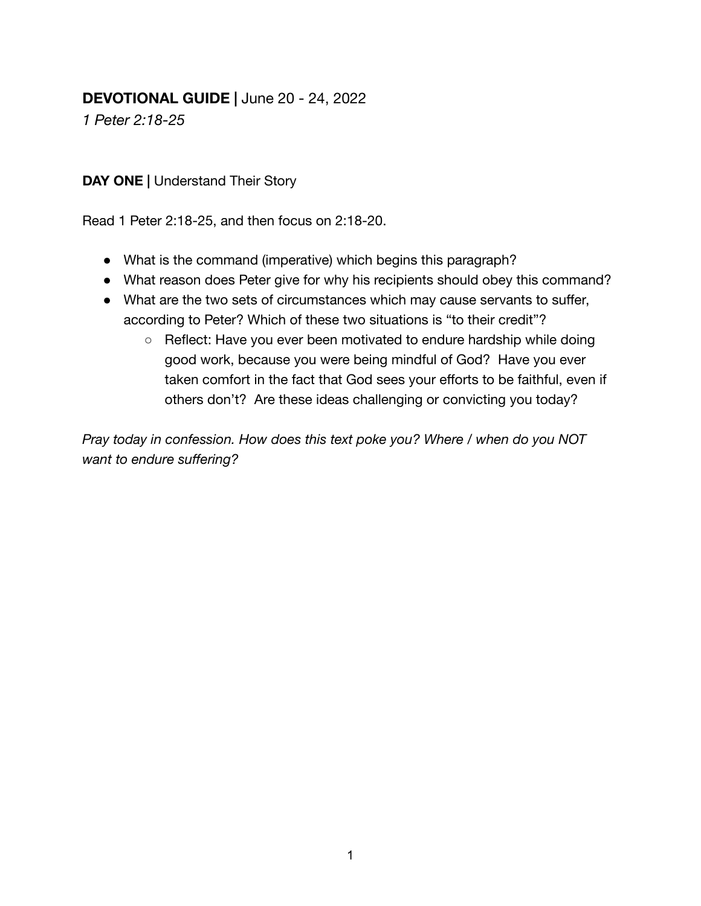**DEVOTIONAL GUIDE |** June 20 - 24, 2022

*1 Peter 2:18-25*

**DAY ONE |** Understand Their Story

Read 1 Peter 2:18-25, and then focus on 2:18-20.

- What is the command (imperative) which begins this paragraph?
- What reason does Peter give for why his recipients should obey this command?
- What are the two sets of circumstances which may cause servants to suffer, according to Peter? Which of these two situations is "to their credit"?
    - Reflect: Have you ever been motivated to endure hardship while doing good work, because you were being mindful of God? Have you ever taken comfort in the fact that God sees your efforts to be faithful, even if others don't? Are these ideas challenging or convicting you today?

*Pray today in confession. How does this text poke you? Where / when do you NOT want to endure suffering?*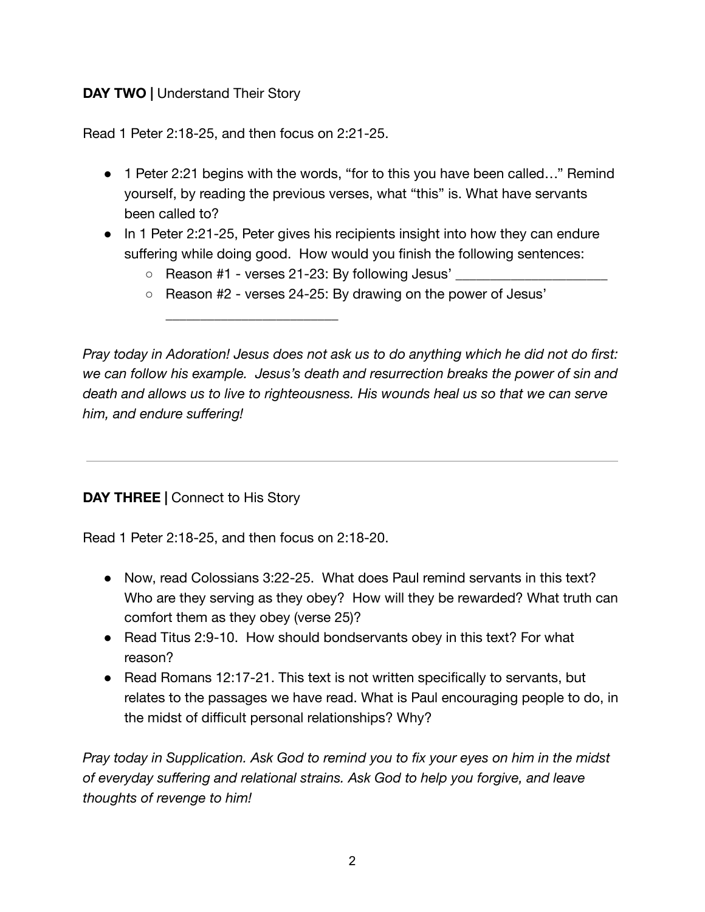**DAY TWO |** Understand Their Story

Read 1 Peter 2:18-25, and then focus on 2:21-25.

- 1 Peter 2:21 begins with the words, "for to this you have been called…" Remind yourself, by reading the previous verses, what "this" is. What have servants been called to?
- In 1 Peter 2:21-25, Peter gives his recipients insight into how they can endure suffering while doing good. How would you finish the following sentences:
  - Reason #1 - verses 21-23: By following Jesus' _____________________
  - Reason #2 - verses 24-25: By drawing on the power of Jesus' ________________________

*Pray today in Adoration! Jesus does not ask us to do anything which he did not do first: we can follow his example. Jesus's death and resurrection breaks the power of sin and death and allows us to live to righteousness. His wounds heal us so that we can serve him, and endure suffering!*

---

**DAY THREE |** Connect to His Story

Read 1 Peter 2:18-25, and then focus on 2:18-20.

- Now, read Colossians 3:22-25. What does Paul remind servants in this text? Who are they serving as they obey? How will they be rewarded? What truth can comfort them as they obey (verse 25)?
- Read Titus 2:9-10. How should bondservants obey in this text? For what reason?
- Read Romans 12:17-21. This text is not written specifically to servants, but relates to the passages we have read. What is Paul encouraging people to do, in the midst of difficult personal relationships? Why?

*Pray today in Supplication. Ask God to remind you to fix your eyes on him in the midst of everyday suffering and relational strains. Ask God to help you forgive, and leave thoughts of revenge to him!*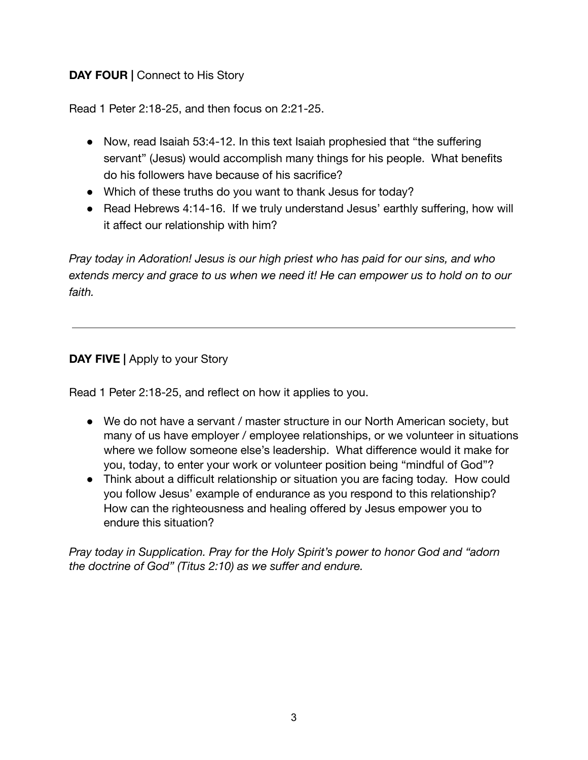**DAY FOUR |** Connect to His Story

Read 1 Peter 2:18-25, and then focus on 2:21-25.

- Now, read Isaiah 53:4-12. In this text Isaiah prophesied that "the suffering servant" (Jesus) would accomplish many things for his people. What benefits do his followers have because of his sacrifice?
- Which of these truths do you want to thank Jesus for today?
- Read Hebrews 4:14-16. If we truly understand Jesus' earthly suffering, how will it affect our relationship with him?

*Pray today in Adoration! Jesus is our high priest who has paid for our sins, and who extends mercy and grace to us when we need it! He can empower us to hold on to our faith.*

---

**DAY FIVE |** Apply to your Story

Read 1 Peter 2:18-25, and reflect on how it applies to you.

- We do not have a servant / master structure in our North American society, but many of us have employer / employee relationships, or we volunteer in situations where we follow someone else's leadership. What difference would it make for you, today, to enter your work or volunteer position being "mindful of God"?
- Think about a difficult relationship or situation you are facing today. How could you follow Jesus' example of endurance as you respond to this relationship? How can the righteousness and healing offered by Jesus empower you to endure this situation?

*Pray today in Supplication. Pray for the Holy Spirit's power to honor God and "adorn the doctrine of God" (Titus 2:10) as we suffer and endure.*